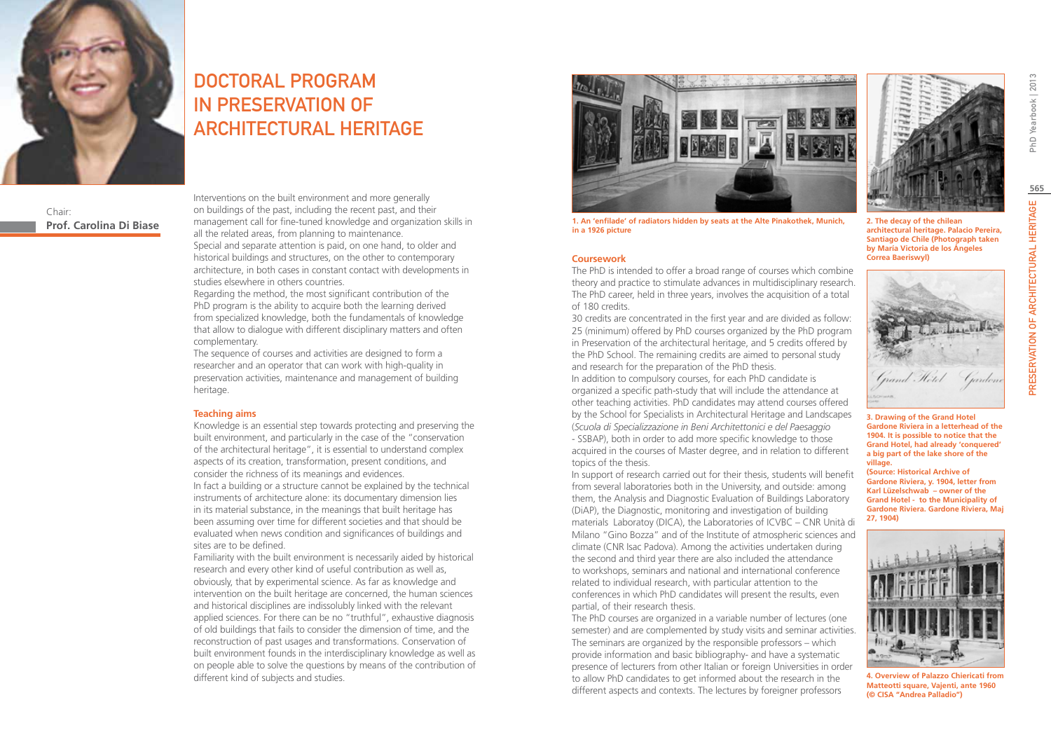# DOCTORAL PROGRAM IN PRESERVATION OF ARCHITECTURAL HERITAGE

Chair:
**Prof. Carolina Di Biase**

Interventions on the built environment and more generally on buildings of the past, including the recent past, and their management call for fine-tuned knowledge and organization skills in all the related areas, from planning to maintenance.
Special and separate attention is paid, on one hand, to older and historical buildings and structures, on the other to contemporary architecture, in both cases in constant contact with developments in studies elsewhere in others countries.
Regarding the method, the most significant contribution of the PhD program is the ability to acquire both the learning derived from specialized knowledge, both the fundamentals of knowledge that allow to dialogue with different disciplinary matters and often complementary.
The sequence of courses and activities are designed to form a researcher and an operator that can work with high-quality in preservation activities, maintenance and management of building heritage.

### Teaching aims

Knowledge is an essential step towards protecting and preserving the built environment, and particularly in the case of the "conservation of the architectural heritage", it is essential to understand complex aspects of its creation, transformation, present conditions, and consider the richness of its meanings and evidences.
In fact a building or a structure cannot be explained by the technical instruments of architecture alone: its documentary dimension lies in its material substance, in the meanings that built heritage has been assuming over time for different societies and that should be evaluated when news condition and significances of buildings and sites are to be defined.
Familiarity with the built environment is necessarily aided by historical research and every other kind of useful contribution as well as, obviously, that by experimental science. As far as knowledge and intervention on the built heritage are concerned, the human sciences and historical disciplines are indissolubly linked with the relevant applied sciences. For there can be no "truthful", exhaustive diagnosis of old buildings that fails to consider the dimension of time, and the reconstruction of past usages and transformations. Conservation of built environment founds in the interdisciplinary knowledge as well as on people able to solve the questions by means of the contribution of different kind of subjects and studies.

**1. An 'enfilade' of radiators hidden by seats at the Alte Pinakothek, Munich, in a 1926 picture**

### Coursework

The PhD is intended to offer a broad range of courses which combine theory and practice to stimulate advances in multidisciplinary research. The PhD career, held in three years, involves the acquisition of a total of 180 credits.
30 credits are concentrated in the first year and are divided as follow: 25 (minimum) offered by PhD courses organized by the PhD program in Preservation of the architectural heritage, and 5 credits offered by the PhD School. The remaining credits are aimed to personal study and research for the preparation of the PhD thesis.
In addition to compulsory courses, for each PhD candidate is organized a specific path-study that will include the attendance at other teaching activities. PhD candidates may attend courses offered by the School for Specialists in Architectural Heritage and Landscapes (*Scuola di Specializzazione in Beni Architettonici e del Paesaggio* - SSBAP), both in order to add more specific knowledge to those acquired in the courses of Master degree, and in relation to different topics of the thesis.
In support of research carried out for their thesis, students will benefit from several laboratories both in the University, and outside: among them, the Analysis and Diagnostic Evaluation of Buildings Laboratory (DiAP), the Diagnostic, monitoring and investigation of building materials Laboratoy (DICA), the Laboratories of ICVBC – CNR Unità di Milano "Gino Bozza" and of the Institute of atmospheric sciences and climate (CNR Isac Padova). Among the activities undertaken during the second and third year there are also included the attendance to workshops, seminars and national and international conference related to individual research, with particular attention to the conferences in which PhD candidates will present the results, even partial, of their research thesis.
The PhD courses are organized in a variable number of lectures (one semester) and are complemented by study visits and seminar activities. The seminars are organized by the responsible professors – which provide information and basic bibliography- and have a systematic presence of lecturers from other Italian or foreign Universities in order to allow PhD candidates to get informed about the research in the different aspects and contexts. The lectures by foreigner professors

**2. The decay of the chilean architectural heritage. Palacio Pereira, Santiago de Chile (Photograph taken by Maria Victoria de los Ángeles Correa Baeriswyl)**

**3. Drawing of the Grand Hotel Gardone Riviera in a letterhead of the 1904. It is possible to notice that the Grand Hotel, had already 'conquered' a big part of the lake shore of the village.**
**(Source: Historical Archive of Gardone Riviera, y. 1904, letter from Karl Lüzelschwab – owner of the Grand Hotel - to the Municipality of Gardone Riviera. Gardone Riviera, Maj 27, 1904)**

**4. Overview of Palazzo Chiericati from Matteotti square, Vajenti, ante 1960 (© CISA "Andrea Palladio")**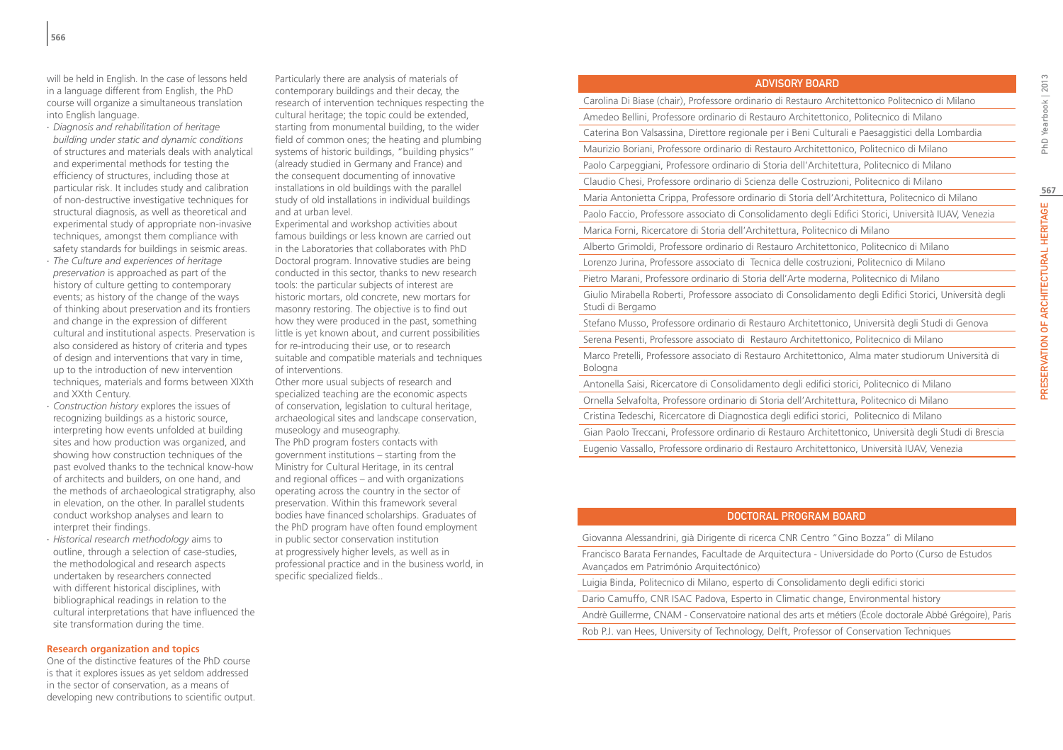will be held in English. In the case of lessons held in a language different from English, the PhD course will organize a simultaneous translation into English language.

- *Diagnosis and rehabilitation of heritage building under static and dynamic conditions* of structures and materials deals with analytical and experimental methods for testing the efficiency of structures, including those at particular risk. It includes study and calibration of non-destructive investigative techniques for structural diagnosis, as well as theoretical and experimental study of appropriate non-invasive techniques, amongst them compliance with safety standards for buildings in seismic areas.
- *The Culture and experiences of heritage preservation* is approached as part of the history of culture getting to contemporary events; as history of the change of the ways of thinking about preservation and its frontiers and change in the expression of different cultural and institutional aspects. Preservation is also considered as history of criteria and types of design and interventions that vary in time, up to the introduction of new intervention techniques, materials and forms between XIXth and XXth Century.
- *Construction history* explores the issues of recognizing buildings as a historic source, interpreting how events unfolded at building sites and how production was organized, and showing how construction techniques of the past evolved thanks to the technical know-how of architects and builders, on one hand, and the methods of archaeological stratigraphy, also in elevation, on the other. In parallel students conduct workshop analyses and learn to interpret their findings.
- *Historical research methodology* aims to outline, through a selection of case-studies, the methodological and research aspects undertaken by researchers connected with different historical disciplines, with bibliographical readings in relation to the cultural interpretations that have influenced the site transformation during the time.

**Research organization and topics**

One of the distinctive features of the PhD course is that it explores issues as yet seldom addressed in the sector of conservation, as a means of developing new contributions to scientific output. Particularly there are analysis of materials of contemporary buildings and their decay, the research of intervention techniques respecting the cultural heritage; the topic could be extended, starting from monumental building, to the wider field of common ones; the heating and plumbing systems of historic buildings, "building physics" (already studied in Germany and France) and the consequent documenting of innovative installations in old buildings with the parallel study of old installations in individual buildings and at urban level.

Experimental and workshop activities about famous buildings or less known are carried out in the Laboratories that collaborates with PhD Doctoral program. Innovative studies are being conducted in this sector, thanks to new research tools: the particular subjects of interest are historic mortars, old concrete, new mortars for masonry restoring. The objective is to find out how they were produced in the past, something little is yet known about, and current possibilities for re-introducing their use, or to research suitable and compatible materials and techniques of interventions.

Other more usual subjects of research and specialized teaching are the economic aspects of conservation, legislation to cultural heritage, archaeological sites and landscape conservation, museology and museography.

The PhD program fosters contacts with government institutions – starting from the Ministry for Cultural Heritage, in its central and regional offices – and with organizations operating across the country in the sector of preservation. Within this framework several bodies have financed scholarships. Graduates of the PhD program have often found employment in public sector conservation institution at progressively higher levels, as well as in professional practice and in the business world, in specific specialized fields..

| ADVISORY BOARD |
|---|
| Carolina Di Biase (chair), Professore ordinario di Restauro Architettonico Politecnico di Milano |
| Amedeo Bellini, Professore ordinario di Restauro Architettonico, Politecnico di Milano |
| Caterina Bon Valsassina, Direttore regionale per i Beni Culturali e Paesaggistici della Lombardia |
| Maurizio Boriani, Professore ordinario di Restauro Architettonico, Politecnico di Milano |
| Paolo Carpeggiani, Professore ordinario di Storia dell'Architettura, Politecnico di Milano |
| Claudio Chesi, Professore ordinario di Scienza delle Costruzioni, Politecnico di Milano |
| Maria Antonietta Crippa, Professore ordinario di Storia dell'Architettura, Politecnico di Milano |
| Paolo Faccio, Professore associato di Consolidamento degli Edifici Storici, Università IUAV, Venezia |
| Marica Forni, Ricercatore di Storia dell'Architettura, Politecnico di Milano |
| Alberto Grimoldi, Professore ordinario di Restauro Architettonico, Politecnico di Milano |
| Lorenzo Jurina, Professore associato di Tecnica delle costruzioni, Politecnico di Milano |
| Pietro Marani, Professore ordinario di Storia dell'Arte moderna, Politecnico di Milano |
| Giulio Mirabella Roberti, Professore associato di Consolidamento degli Edifici Storici, Università degli Studi di Bergamo |
| Stefano Musso, Professore ordinario di Restauro Architettonico, Università degli Studi di Genova |
| Serena Pesenti, Professore associato di Restauro Architettonico, Politecnico di Milano |
| Marco Pretelli, Professore associato di Restauro Architettonico, Alma mater studiorum Università di Bologna |
| Antonella Saisi, Ricercatore di Consolidamento degli edifici storici, Politecnico di Milano |
| Ornella Selvafolta, Professore ordinario di Storia dell'Architettura, Politecnico di Milano |
| Cristina Tedeschi, Ricercatore di Diagnostica degli edifici storici, Politecnico di Milano |
| Gian Paolo Treccani, Professore ordinario di Restauro Architettonico, Università degli Studi di Brescia |
| Eugenio Vassallo, Professore ordinario di Restauro Architettonico, Università IUAV, Venezia |

| DOCTORAL PROGRAM BOARD |
|---|
| Giovanna Alessandrini, già Dirigente di ricerca CNR Centro "Gino Bozza" di Milano |
| Francisco Barata Fernandes, Facultade de Arquitectura - Universidade do Porto (Curso de Estudos Avançados em Património Arquitectónico) |
| Luigia Binda, Politecnico di Milano, esperto di Consolidamento degli edifici storici |
| Dario Camuffo, CNR ISAC Padova, Esperto in Climatic change, Environmental history |
| Andrè Guillerme, CNAM - Conservatoire national des arts et métiers (École doctorale Abbé Grégoire), Paris |
| Rob P.J. van Hees, University of Technology, Delft, Professor of Conservation Techniques |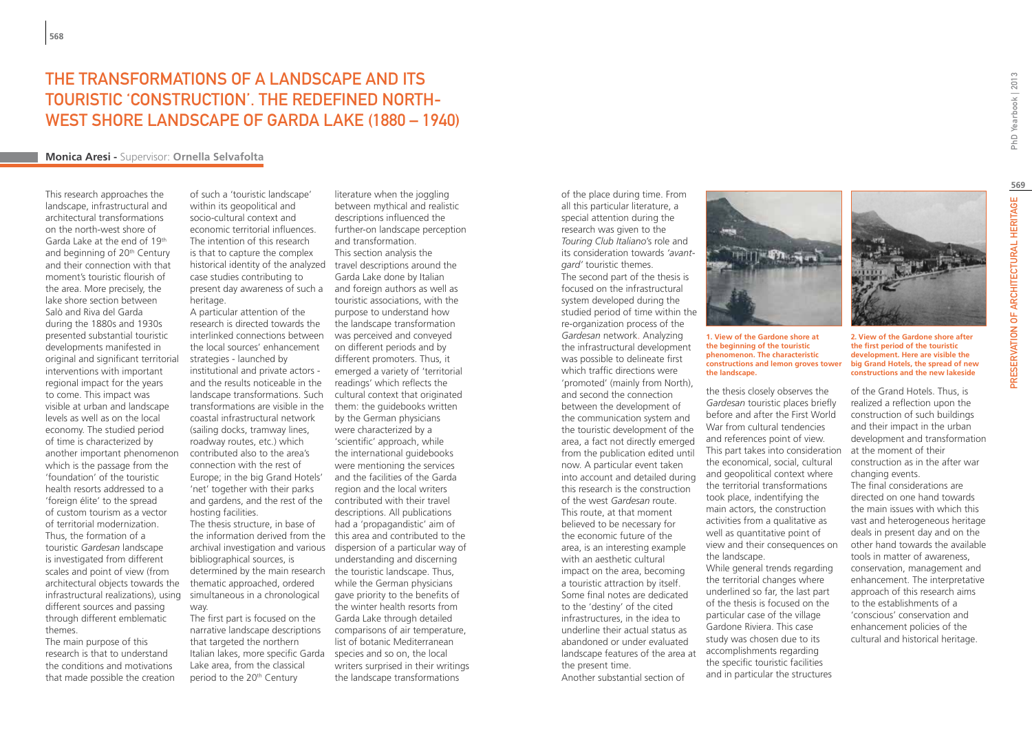# The Transformations of a Landscape and Its Touristic 'Construction'. The Redefined North-West Shore Landscape of Garda Lake (1880 – 1940)

**Monica Aresi** - Supervisor: **Ornella Selvafolta**

This research approaches the landscape, infrastructural and architectural transformations on the north-west shore of Garda Lake at the end of 19th and beginning of 20th Century and their connection with that moment's touristic flourish of the area. More precisely, the lake shore section between Salò and Riva del Garda during the 1880s and 1930s presented substantial touristic developments manifested in original and significant territorial interventions with important regional impact for the years to come. This impact was visible at urban and landscape levels as well as on the local economy. The studied period of time is characterized by another important phenomenon which is the passage from the 'foundation' of the touristic health resorts addressed to a 'foreign élite' to the spread of custom tourism as a vector of territorial modernization. Thus, the formation of a touristic *Gardesan* landscape is investigated from different scales and point of view (from architectural objects towards the infrastructural realizations), using different sources and passing through different emblematic themes.

The main purpose of this research is that to understand the conditions and motivations that made possible the creation of such a 'touristic landscape' within its geopolitical and socio-cultural context and economic territorial influences. The intention of this research is that to capture the complex historical identity of the analyzed case studies contributing to present day awareness of such a heritage.

A particular attention of the research is directed towards the interlinked connections between the local sources' enhancement strategies - launched by institutional and private actors - and the results noticeable in the landscape transformations. Such transformations are visible in the coastal infrastructural network (sailing docks, tramway lines, roadway routes, etc.) which contributed also to the area's connection with the rest of Europe; in the big Grand Hotels' 'net' together with their parks and gardens, and the rest of the hosting facilities.

The thesis structure, in base of the information derived from the archival investigation and various bibliographical sources, is determined by the main research thematic approached, ordered simultaneously in a chronological way.

The first part is focused on the narrative landscape descriptions that targeted the northern Italian lakes, more specific Garda Lake area, from the classical period to the 20th Century literature when the joggling between mythical and realistic descriptions influenced the further-on landscape perception and transformation.

This section analysis the travel descriptions around the Garda Lake done by Italian and foreign authors as well as touristic associations, with the purpose to understand how the landscape transformation was perceived and conveyed on different periods and by different promoters. Thus, it emerged a variety of 'territorial readings' which reflects the cultural context that originated them: the guidebooks written by the German physicians were characterized by a 'scientific' approach, while the international guidebooks were mentioning the services and the facilities of the Garda region and the local writers contributed with their travel descriptions. All publications had a 'propagandistic' aim of this area and contributed to the dispersion of a particular way of understanding and discerning the touristic landscape. Thus, while the German physicians gave priority to the benefits of the winter health resorts from Garda Lake through detailed comparisons of air temperature, list of botanic Mediterranean species and so on, the local writers surprised in their writings the landscape transformations of the place during time. From all this particular literature, a special attention during the research was given to the *Touring Club Italiano*'s role and its consideration towards *'avant-gard'* touristic themes.

The second part of the thesis is focused on the infrastructural system developed during the studied period of time within the re-organization process of the *Gardesan* network. Analyzing the infrastructural development was possible to delineate first which traffic directions were 'promoted' (mainly from North), and second the connection between the development of the communication system and the touristic development of the area, a fact not directly emerged from the publication edited until now. A particular event taken into account and detailed during this research is the construction of the west *Gardesan* route. This route, at that moment believed to be necessary for the economic future of the area, is an interesting example with an aesthetic cultural impact on the area, becoming a touristic attraction by itself. Some final notes are dedicated to the 'destiny' of the cited infrastructures, in the idea to underline their actual status as abandoned or under evaluated landscape features of the area at the present time.

Another substantial section of the thesis closely observes the *Gardesan* touristic places briefly before and after the First World War from cultural tendencies and references point of view. This part takes into consideration the economical, social, cultural and geopolitical context where the territorial transformations took place, indentifying the main actors, the construction activities from a qualitative as well as quantitative point of view and their consequences on the landscape.

While general trends regarding the territorial changes where underlined so far, the last part of the thesis is focused on the particular case of the village Gardone Riviera. This case study was chosen due to its accomplishments regarding the specific touristic facilities and in particular the structures of the Grand Hotels. Thus, is realized a reflection upon the construction of such buildings and their impact in the urban development and transformation at the moment of their construction as in the after war changing events.

The final considerations are directed on one hand towards the main issues with which this vast and heterogeneous heritage deals in present day and on the other hand towards the available tools in matter of awareness, conservation, management and enhancement. The interpretative approach of this research aims to the establishments of a 'conscious' conservation and enhancement policies of the cultural and historical heritage.

**1. View of the Gardone shore at the beginning of the touristic phenomenon. The characteristic constructions and lemon groves tower the landscape.**

**2. View of the Gardone shore after the first period of the touristic development. Here are visible the big Grand Hotels, the spread of new constructions and the new lakeside**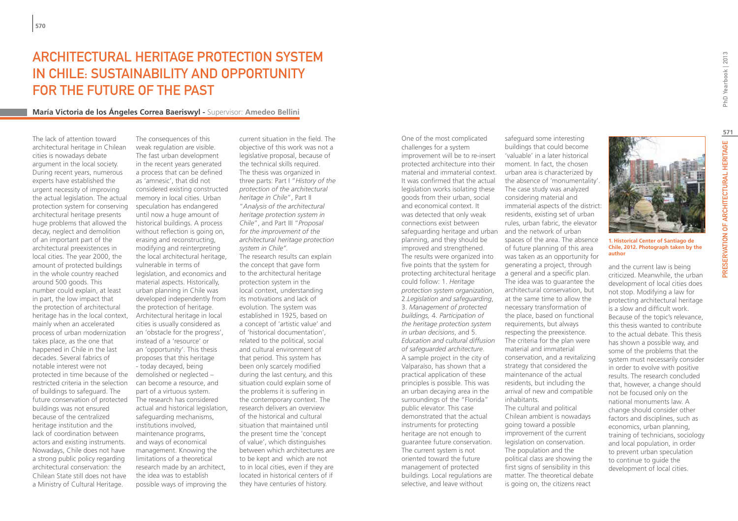# ARCHITECTURAL HERITAGE PROTECTION SYSTEM IN CHILE: SUSTAINABILITY AND OPPORTUNITY FOR THE FUTURE OF THE PAST

**María Victoria de los Ángeles Correa Baeriswyl** - Supervisor: **Amedeo Bellini**

The lack of attention toward architectural heritage in Chilean cities is nowadays debate argument in the local society. During recent years, numerous experts have established the urgent necessity of improving the actual legislation. The actual protection system for conserving architectural heritage presents huge problems that allowed the decay, neglect and demolition of an important part of the architectural preexistences in local cities. The year 2000, the amount of protected buildings in the whole country reached around 500 goods. This number could explain, at least in part, the low impact that the protection of architectural heritage has in the local context, mainly when an accelerated process of urban modernization takes place, as the one that happened in Chile in the last decades. Several fabrics of notable interest were not protected in time because of the restricted criteria in the selection of buildings to safeguard. The future conservation of protected buildings was not ensured because of the centralized heritage institution and the lack of coordination between actors and existing instruments. Nowadays, Chile does not have a strong public policy regarding architectural conservation: the Chilean State still does not have a Ministry of Cultural Heritage.

The consequences of this weak regulation are visible. The fast urban development in the recent years generated a process that can be defined as 'amnesic', that did not considered existing constructed memory in local cities. Urban speculation has endangered until now a huge amount of historical buildings. A process without reflection is going on, erasing and reconstructing, modifying and reinterpreting the local architectural heritage, vulnerable in terms of legislation, and economics and material aspects. Historically, urban planning in Chile was developed independently from the protection of heritage. Architectural heritage in local cities is usually considered as an 'obstacle for the progress', instead of a 'resource' or an 'opportunity'. This thesis proposes that this heritage - today decayed, being demolished or neglected – can become a resource, and part of a virtuous system. The research has considered actual and historical legislation, safeguarding mechanisms, institutions involved, maintenance programs, and ways of economical management. Knowing the limitations of a theoretical research made by an architect, the idea was to establish possible ways of improving the current situation in the field. The objective of this work was not a legislative proposal, because of the technical skills required. The thesis was organized in three parts: Part I "*History of the protection of the architectural heritage in Chile*", Part II "*Analysis of the architectural heritage protection system in Chile*", and Part III "*Proposal for the improvement of the architectural heritage protection system in Chile*".

The research results can explain the concept that gave form to the architectural heritage protection system in the local context, understanding its motivations and lack of evolution. The system was established in 1925, based on a concept of 'artistic value' and of 'historical documentation', related to the political, social and cultural environment of that period. This system has been only scarcely modified during the last century, and this situation could explain some of the problems it is suffering in the contemporary context. The research delivers an overview of the historical and cultural situation that maintained until the present time the 'concept of value', which distinguishes between which architectures are to be kept and which are not to in local cities, even if they are located in historical centers of if they have centuries of history.

One of the most complicated challenges for a system improvement will be to re-insert protected architecture into their material and immaterial context. It was confirmed that the actual legislation works isolating these goods from their urban, social and economical context. It was detected that only weak connections exist between safeguarding heritage and urban planning, and they should be improved and strengthened. The results were organized into five points that the system for protecting architectural heritage could follow: 1. *Heritage protection system organization*, 2.*Legislation and safeguarding*, 3. *Management of protected buildings*, 4. *Participation of the heritage protection system in urban decisions*, and 5. *Education and cultural diffusion of safeguarded architecture*.

A sample project in the city of Valparaíso, has shown that a practical application of these principles is possible. This was an urban decaying area in the surroundings of the "Florida" public elevator. This case demonstrated that the actual instruments for protecting heritage are not enough to guarantee future conservation. The current system is not oriented toward the future management of protected buildings. Local regulations are selective, and leave without safeguard some interesting buildings that could become 'valuable' in a later historical moment. In fact, the chosen urban area is characterized by the absence of 'monumentality'. The case study was analyzed considering material and immaterial aspects of the district: residents, existing set of urban rules, urban fabric, the elevator and the network of urban spaces of the area. The absence of future planning of this area was taken as an opportunity for generating a project, through a general and a specific plan. The idea was to guarantee the architectural conservation, but at the same time to allow the necessary transformation of the place, based on functional requirements, but always respecting the preexistence. The criteria for the plan were material and immaterial conservation, and a revitalizing strategy that considered the maintenance of the actual residents, but including the arrival of new and compatible inhabitants.

The cultural and political Chilean ambient is nowadays going toward a possible improvement of the current legislation on conservation. The population and the political class are showing the first signs of sensibility in this matter. The theoretical debate is going on, the citizens react and the current law is being criticized. Meanwhile, the urban development of local cities does not stop. Modifying a law for protecting architectural heritage is a slow and difficult work. Because of the topic's relevance, this thesis wanted to contribute to the actual debate. This thesis has shown a possible way, and some of the problems that the system must necessarily consider in order to evolve with positive results. The research concluded that, however, a change should not be focused only on the national monuments law. A change should consider other factors and disciplines, such as economics, urban planning, training of technicians, sociology and local population, in order to prevent urban speculation to continue to guide the development of local cities.

**1. Historical Center of Santiago de Chile, 2012. Photograph taken by the author**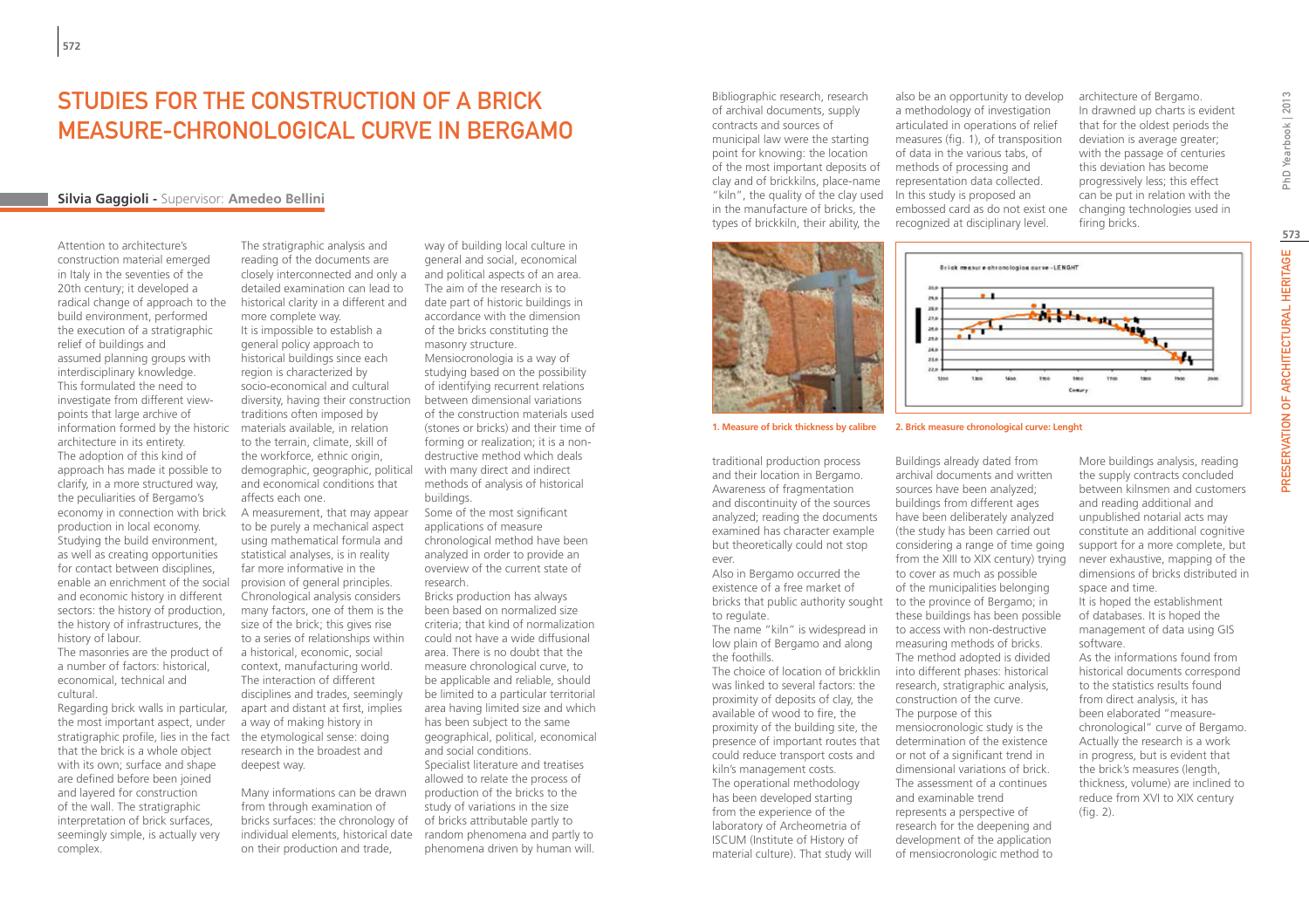# STUDIES FOR THE CONSTRUCTION OF A BRICK MEASURE-CHRONOLOGICAL CURVE IN BERGAMO

**Silvia Gaggioli** - Supervisor: **Amedeo Bellini**

Attention to architecture's construction material emerged in Italy in the seventies of the 20th century; it developed a radical change of approach to the build environment, performed the execution of a stratigraphic relief of buildings and assumed planning groups with interdisciplinary knowledge. This formulated the need to investigate from different view-points that large archive of information formed by the historic architecture in its entirety. The adoption of this kind of approach has made it possible to clarify, in a more structured way, the peculiarities of Bergamo's economy in connection with brick production in local economy. Studying the build environment, as well as creating opportunities for contact between disciplines, enable an enrichment of the social and economic history in different sectors: the history of production, the history of infrastructures, the history of labour.

The masonries are the product of a number of factors: historical, economical, technical and cultural.

Regarding brick walls in particular, the most important aspect, under stratigraphic profile, lies in the fact that the brick is a whole object with its own; surface and shape are defined before been joined and layered for construction of the wall. The stratigraphic interpretation of brick surfaces, seemingly simple, is actually very complex.

The stratigraphic analysis and reading of the documents are closely interconnected and only a detailed examination can lead to historical clarity in a different and more complete way.

It is impossible to establish a general policy approach to historical buildings since each region is characterized by socio-economical and cultural diversity, having their construction traditions often imposed by materials available, in relation to the terrain, climate, skill of the workforce, ethnic origin, demographic, geographic, political and economical conditions that affects each one.

A measurement, that may appear to be purely a mechanical aspect using mathematical formula and statistical analyses, is in reality far more informative in the provision of general principles. Chronological analysis considers many factors, one of them is the size of the brick; this gives rise to a series of relationships within a historical, economic, social context, manufacturing world. The interaction of different disciplines and trades, seemingly apart and distant at first, implies a way of making history in the etymological sense: doing research in the broadest and deepest way.

Many informations can be drawn from through examination of bricks surfaces: the chronology of individual elements, historical date on their production and trade, way of building local culture in general and social, economical and political aspects of an area. The aim of the research is to date part of historic buildings in accordance with the dimension of the bricks constituting the masonry structure.

Mensiocronologia is a way of studying based on the possibility of identifying recurrent relations between dimensional variations of the construction materials used (stones or bricks) and their time of forming or realization; it is a non-destructive method which deals with many direct and indirect methods of analysis of historical buildings.

Some of the most significant applications of measure chronological method have been analyzed in order to provide an overview of the current state of research.

Bricks production has always been based on normalized size criteria; that kind of normalization could not have a wide diffusional area. There is no doubt that the measure chronological curve, to be applicable and reliable, should be limited to a particular territorial area having limited size and which has been subject to the same geographical, political, economical and social conditions.

Specialist literature and treatises allowed to relate the process of production of the bricks to the study of variations in the size of bricks attributable partly to random phenomena and partly to phenomena driven by human will.

Bibliographic research, research of archival documents, supply contracts and sources of municipal law were the starting point for knowing: the location of the most important deposits of clay and of brickkilns, place-name "kiln", the quality of the clay used in the manufacture of bricks, the types of brickkiln, their ability, the traditional production process and their location in Bergamo. Awareness of fragmentation and discontinuity of the sources analyzed; reading the documents examined has character example but theoretically could not stop ever.

Also in Bergamo occurred the existence of a free market of bricks that public authority sought to regulate.

The name "kiln" is widespread in low plain of Bergamo and along the foothills.

The choice of location of brickklin was linked to several factors: the proximity of deposits of clay, the available of wood to fire, the proximity of the building site, the presence of important routes that could reduce transport costs and kiln's management costs.

The operational methodology has been developed starting from the experience of the laboratory of Archeometria of ISCUM (Institute of History of material culture). That study will also be an opportunity to develop a methodology of investigation articulated in operations of relief measures (fig. 1), of transposition of data in the various tabs, of methods of processing and representation data collected. In this study is proposed an embossed card as do not exist one recognized at disciplinary level.

**1. Measure of brick thickness by calibre**

**2. Brick measure chronological curve: Lenght**

Buildings already dated from archival documents and written sources have been analyzed; buildings from different ages have been deliberately analyzed (the study has been carried out considering a range of time going from the XIII to XIX century) trying to cover as much as possible of the municipalities belonging to the province of Bergamo; in these buildings has been possible to access with non-destructive measuring methods of bricks.

The method adopted is divided into different phases: historical research, stratigraphic analysis, construction of the curve.

The purpose of this mensiocronologic study is the determination of the existence or not of a significant trend in dimensional variations of brick. The assessment of a continues and examinable trend represents a perspective of research for the deepening and development of the application of mensiocronologic method to architecture of Bergamo.

In drawned up charts is evident that for the oldest periods the deviation is average greater; with the passage of centuries this deviation has become progressively less; this effect can be put in relation with the changing technologies used in firing bricks.

More buildings analysis, reading the supply contracts concluded between kilnsmen and customers and reading additional and unpublished notarial acts may constitute an additional cognitive support for a more complete, but never exhaustive, mapping of the dimensions of bricks distributed in space and time.

It is hoped the establishment of databases. It is hoped the management of data using GIS software.

As the informations found from historical documents correspond to the statistics results found from direct analysis, it has been elaborated "measure-chronological" curve of Bergamo. Actually the research is a work in progress, but is evident that the brick's measures (length, thickness, volume) are inclined to reduce from XVI to XIX century (fig. 2).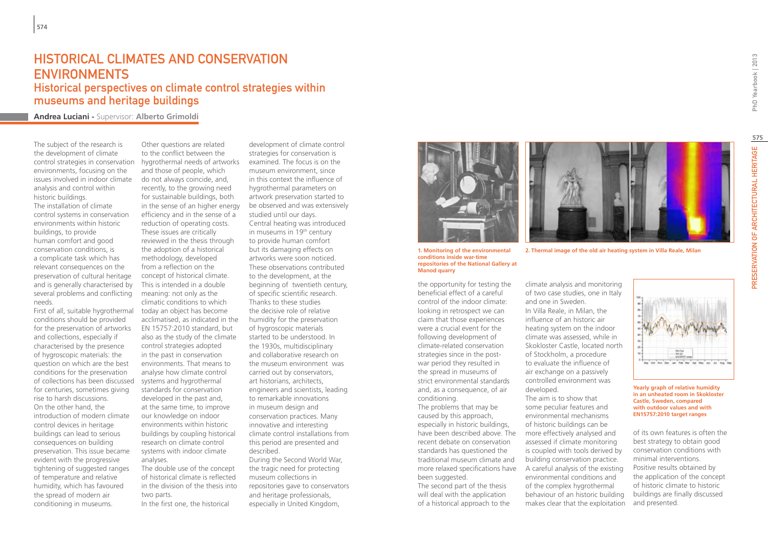# HISTORICAL CLIMATES AND CONSERVATION ENVIRONMENTS

## Historical perspectives on climate control strategies within museums and heritage buildings

**Andrea Luciani** - Supervisor: **Alberto Grimoldi**

The subject of the research is the development of climate control strategies in conservation environments, focusing on the issues involved in indoor climate analysis and control within historic buildings.

The installation of climate control systems in conservation environments within historic buildings, to provide human comfort and good conservation conditions, is a complicate task which has relevant consequences on the preservation of cultural heritage and is generally characterised by several problems and conflicting needs.

First of all, suitable hygrothermal conditions should be provided for the preservation of artworks and collections, especially if characterised by the presence of hygroscopic materials: the question on which are the best conditions for the preservation of collections has been discussed for centuries, sometimes giving rise to harsh discussions.

On the other hand, the introduction of modern climate control devices in heritage buildings can lead to serious consequences on building preservation. This issue became evident with the progressive tightening of suggested ranges of temperature and relative humidity, which has favoured the spread of modern air conditioning in museums.

Other questions are related to the conflict between the hygrothermal needs of artworks and those of people, which do not always coincide, and, recently, to the growing need for sustainable buildings, both in the sense of an higher energy efficiency and in the sense of a reduction of operating costs. These issues are critically reviewed in the thesis through the adoption of a historical methodology, developed from a reflection on the concept of historical climate. This is intended in a double meaning: not only as the climatic conditions to which today an object has become acclimatised, as indicated in the EN 15757:2010 standard, but also as the study of the climate control strategies adopted in the past in conservation environments. That means to analyse how climate control systems and hygrothermal standards for conservation developed in the past and, at the same time, to improve our knowledge on indoor environments within historic buildings by coupling historical research on climate control systems with indoor climate analyses.

The double use of the concept of historical climate is reflected in the division of the thesis into two parts.

In the first one, the historical development of climate control strategies for conservation is examined. The focus is on the museum environment, since in this context the influence of hygrothermal parameters on artwork preservation started to be observed and was extensively studied until our days.

Central heating was introduced in museums in 19th century to provide human comfort but its damaging effects on artworks were soon noticed. These observations contributed to the development, at the beginning of twentieth century, of specific scientific research. Thanks to these studies the decisive role of relative humidity for the preservation of hygroscopic materials started to be understood. In the 1930s, multidisciplinary and collaborative research on the museum environment was carried out by conservators, art historians, architects, engineers and scientists, leading to remarkable innovations in museum design and conservation practices. Many innovative and interesting climate control installations from this period are presented and described.

During the Second World War, the tragic need for protecting museum collections in repositories gave to conservators and heritage professionals, especially in United Kingdom, the opportunity for testing the beneficial effect of a careful control of the indoor climate: looking in retrospect we can claim that those experiences were a crucial event for the following development of climate-related conservation strategies since in the post-war period they resulted in the spread in museums of strict environmental standards and, as a consequence, of air conditioning.

**1. Monitoring of the environmental conditions inside war-time repositories of the National Gallery at Manod quarry**

**2. Thermal image of the old air heating system in Villa Reale, Milan**

The problems that may be caused by this approach, especially in historic buildings, have been described above. The recent debate on conservation standards has questioned the traditional museum climate and more relaxed specifications have been suggested.

The second part of the thesis will deal with the application of a historical approach to the climate analysis and monitoring of two case studies, one in Italy and one in Sweden.

In Villa Reale, in Milan, the influence of an historic air heating system on the indoor climate was assessed, while in Skokloster Castle, located north of Stockholm, a procedure to evaluate the influence of air exchange on a passively controlled environment was developed.

The aim is to show that some peculiar features and environmental mechanisms of historic buildings can be more effectively analysed and assessed if climate monitoring is coupled with tools derived by building conservation practice. A careful analysis of the existing environmental conditions and of the complex hygrothermal behaviour of an historic building makes clear that the exploitation of its own features is often the best strategy to obtain good conservation conditions with minimal interventions. Positive results obtained by the application of the concept of historic climate to historic buildings are finally discussed and presented.

**Yearly graph of relative humidity in an unheated room in Skokloster Castle, Sweden, compared with outdoor values and with EN15757:2010 target ranges**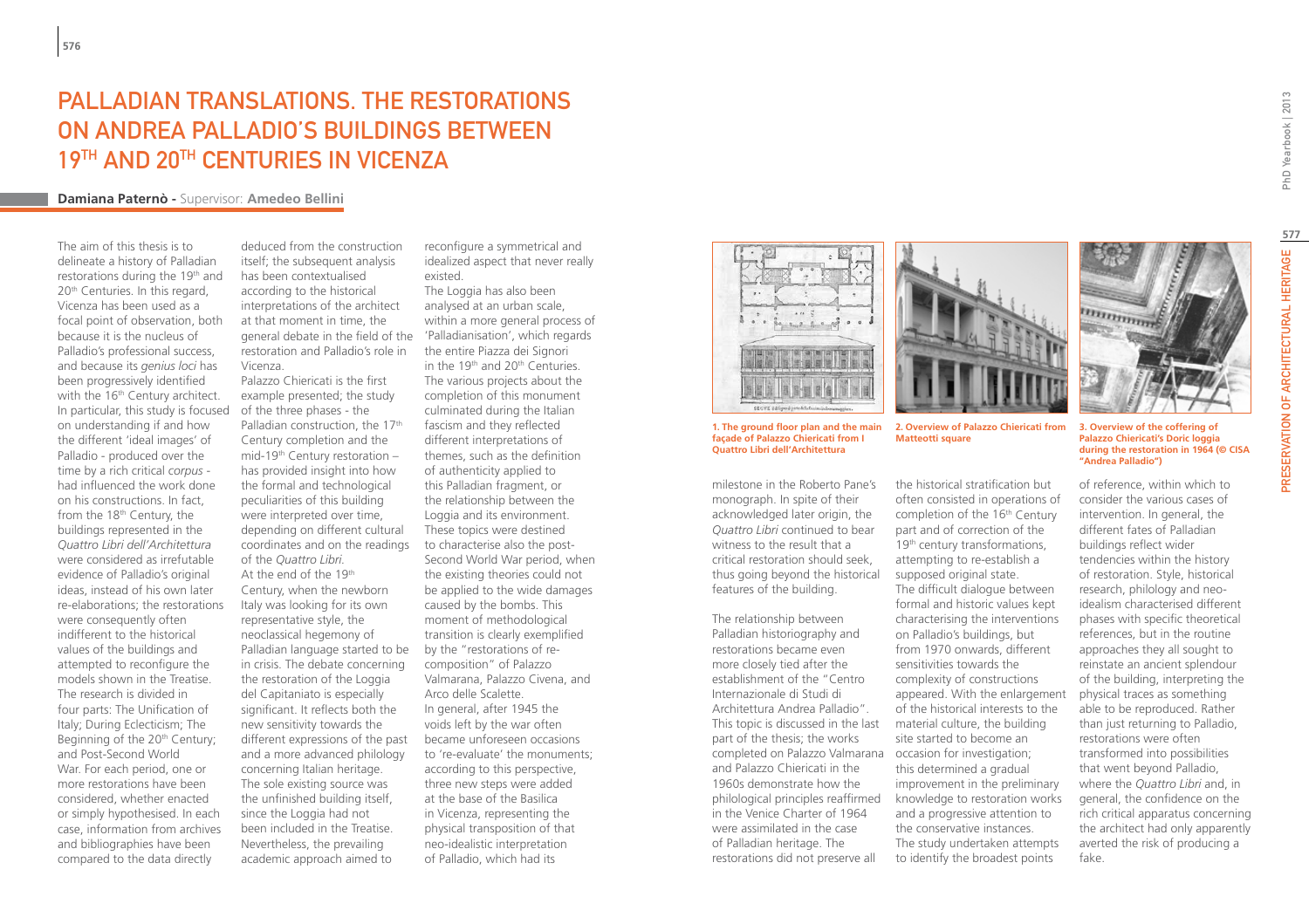# PALLADIAN TRANSLATIONS. THE RESTORATIONS ON ANDREA PALLADIO'S BUILDINGS BETWEEN 19TH AND 20TH CENTURIES IN VICENZA

**Damiana Paternò** - Supervisor: **Amedeo Bellini**

The aim of this thesis is to delineate a history of Palladian restorations during the 19th and 20th Centuries. In this regard, Vicenza has been used as a focal point of observation, both because it is the nucleus of Palladio's professional success, and because its *genius loci* has been progressively identified with the 16th Century architect. In particular, this study is focused on understanding if and how the different 'ideal images' of Palladio - produced over the time by a rich critical *corpus* - had influenced the work done on his constructions. In fact, from the 18th Century, the buildings represented in the *Quattro Libri dell'Architettura* were considered as irrefutable evidence of Palladio's original ideas, instead of his own later re-elaborations; the restorations were consequently often indifferent to the historical values of the buildings and attempted to reconfigure the models shown in the Treatise. The research is divided in four parts: The Unification of Italy; During Eclecticism; The Beginning of the 20th Century; and Post-Second World War. For each period, one or more restorations have been considered, whether enacted or simply hypothesised. In each case, information from archives and bibliographies have been compared to the data directly deduced from the construction itself; the subsequent analysis has been contextualised according to the historical interpretations of the architect at that moment in time, the general debate in the field of the restoration and Palladio's role in Vicenza.

Palazzo Chiericati is the first example presented; the study of the three phases - the Palladian construction, the 17th Century completion and the mid-19th Century restoration – has provided insight into how the formal and technological peculiarities of this building were interpreted over time, depending on different cultural coordinates and on the readings of the *Quattro Libri*.

At the end of the 19th Century, when the newborn Italy was looking for its own representative style, the neoclassical hegemony of Palladian language started to be in crisis. The debate concerning the restoration of the Loggia del Capitaniato is especially significant. It reflects both the new sensitivity towards the different expressions of the past and a more advanced philology concerning Italian heritage. The sole existing source was the unfinished building itself, since the Loggia had not been included in the Treatise. Nevertheless, the prevailing academic approach aimed to reconfigure a symmetrical and idealized aspect that never really existed.

The Loggia has also been analysed at an urban scale, within a more general process of 'Palladianisation', which regards the entire Piazza dei Signori in the 19th and 20th Centuries. The various projects about the completion of this monument culminated during the Italian fascism and they reflected different interpretations of themes, such as the definition of authenticity applied to this Palladian fragment, or the relationship between the Loggia and its environment. These topics were destined to characterise also the post-Second World War period, when the existing theories could not be applied to the wide damages caused by the bombs. This moment of methodological transition is clearly exemplified by the "restorations of re-composition" of Palazzo Valmarana, Palazzo Civena, and Arco delle Scalette.

In general, after 1945 the voids left by the war often became unforeseen occasions to 're-evaluate' the monuments; according to this perspective, three new steps were added at the base of the Basilica in Vicenza, representing the physical transposition of that neo-idealistic interpretation of Palladio, which had its milestone in the Roberto Pane's monograph. In spite of their acknowledged later origin, the *Quattro Libri* continued to bear witness to the result that a critical restoration should seek, thus going beyond the historical features of the building.

The relationship between Palladian historiography and restorations became even more closely tied after the establishment of the "Centro Internazionale di Studi di Architettura Andrea Palladio". This topic is discussed in the last part of the thesis; the works completed on Palazzo Valmarana and Palazzo Chiericati in the 1960s demonstrate how the philological principles reaffirmed in the Venice Charter of 1964 were assimilated in the case of Palladian heritage. The restorations did not preserve all the historical stratification but often consisted in operations of completion of the 16th Century part and of correction of the 19th century transformations, attempting to re-establish a supposed original state.

The difficult dialogue between formal and historic values kept characterising the interventions on Palladio's buildings, but from 1970 onwards, different sensitivities towards the complexity of constructions appeared. With the enlargement of the historical interests to the material culture, the building site started to become an occasion for investigation; this determined a gradual improvement in the preliminary knowledge to restoration works and a progressive attention to the conservative instances.

The study undertaken attempts to identify the broadest points of reference, within which to consider the various cases of intervention. In general, the different fates of Palladian buildings reflect wider tendencies within the history of restoration. Style, historical research, philology and neo-idealism characterised different phases with specific theoretical references, but in the routine approaches they all sought to reinstate an ancient splendour of the building, interpreting the physical traces as something able to be reproduced. Rather than just returning to Palladio, restorations were often transformed into possibilities that went beyond Palladio, where the *Quattro Libri* and, in general, the confidence on the rich critical apparatus concerning the architect had only apparently averted the risk of producing a fake.

**1. The ground floor plan and the main façade of Palazzo Chiericati from I Quattro Libri dell'Architettura**

**2. Overview of Palazzo Chiericati from Matteotti square**

**3. Overview of the coffering of Palazzo Chiericati's Doric loggia during the restoration in 1964 (© CISA "Andrea Palladio")**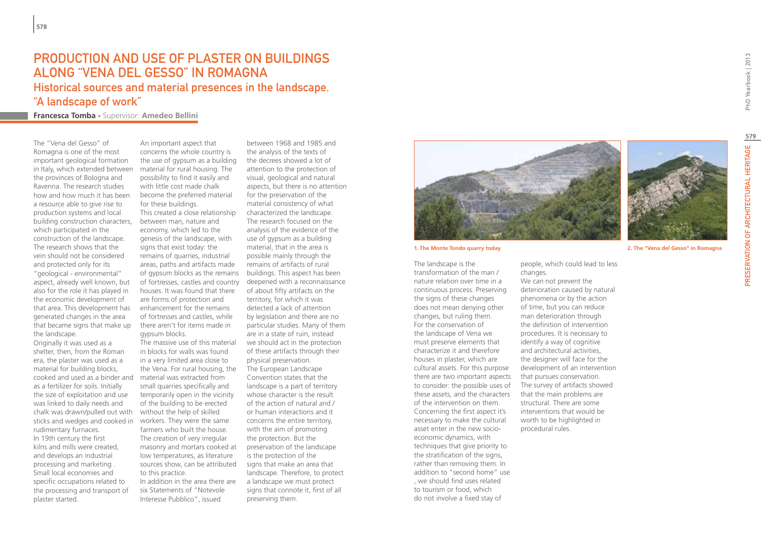# PRODUCTION AND USE OF PLASTER ON BUILDINGS ALONG "VENA DEL GESSO" IN ROMAGNA

## Historical sources and material presences in the landscape. "A landscape of work"

**Francesca Tomba** - Supervisor: **Amedeo Bellini**

The "Vena del Gesso" of Romagna is one of the most important geological formation in Italy, which extended between the provinces of Bologna and Ravenna. The research studies how and how much it has been a resource able to give rise to production systems and local building construction characters, which participated in the construction of the landscape. The research shows that the vein should not be considered and protected only for its "geological - environmental" aspect, already well known, but also for the role it has played in the economic development of that area. This development has generated changes in the area that became signs that make up the landscape.

Originally it was used as a shelter, then, from the Roman era, the plaster was used as a material for building blocks, cooked and used as a binder and as a fertilizer for soils. Initially the size of exploitation and use was linked to daily needs and chalk was drawn/pulled out with sticks and wedges and cooked in rudimentary furnaces.

In 19th century the first kilns and mills were created, and develops an industrial processing and marketing . Small local economies and specific occupations related to the processing and transport of plaster started.

An important aspect that concerns the whole country is the use of gypsum as a building material for rural housing. The possibility to find it easily and with little cost made chalk become the preferred material for these buildings.

This created a close relationship between man, nature and economy, which led to the genesis of the landscape, with signs that exist today: the remains of quarries, industrial areas, paths and artifacts made of gypsum blocks as the remains of fortresses, castles and country houses. It was found that there are forms of protection and enhancement for the remains of fortresses and castles, while there aren't for items made in gypsum blocks.

The massive use of this material in blocks for walls was found in a very limited area close to the Vena. For rural housing, the material was extracted from small quarries specifically and temporarily open in the vicinity of the building to be erected without the help of skilled workers. They were the same farmers who built the house. The creation of very irregular masonry and mortars cooked at low temperatures, as literature sources show, can be attributed to this practice.

In addition in the area there are six Statements of "Notevole Interesse Pubblico", issued between 1968 and 1985 and the analysis of the texts of the decrees showed a lot of attention to the protection of visual, geological and natural aspects, but there is no attention for the preservation of the material consistency of what characterized the landscape. The research focused on the analysis of the evidence of the use of gypsum as a building material, that in the area is possible mainly through the remains of artifacts of rural buildings. This aspect has been deepened with a reconnaissance of about fifty artifacts on the territory, for which it was detected a lack of attention by legislation and there are no particular studies. Many of them are in a state of ruin, instead we should act in the protection of these artifacts through their physical preservation.

The European Landscape Convention states that the landscape is a part of territory whose character is the result of the action of natural and / or human interactions and it concerns the entire territory, with the aim of promoting the protection. But the preservation of the landscape is the protection of the signs that make an area that landscape. Therefore, to protect a landscape we must protect signs that connote it, first of all preserving them.

1. The Monte Tondo quarry today

2. The "Vena del Gesso" in Romagna

The landscape is the transformation of the man / nature relation over time in a continuous process. Preserving the signs of these changes does not mean denying other changes, but ruling them. For the conservation of the landscape of Vena we must preserve elements that characterize it and therefore houses in plaster, which are cultural assets. For this purpose there are two important aspects to consider: the possible uses of these assets, and the characters of the intervention on them. Concerning the first aspect it's necessary to make the cultural asset enter in the new socio-economic dynamics, with techniques that give priority to the stratification of the signs, rather than removing them. In addition to "second home" use , we should find uses related to tourism or food, which do not involve a fixed stay of people, which could lead to less changes.

We can not prevent the deterioration caused by natural phenomena or by the action of time, but you can reduce man deterioration through the definition of intervention procedures. It is necessary to identify a way of cognitive and architectural activities, the designer will face for the development of an intervention that pursues conservation. The survey of artifacts showed that the main problems are structural. There are some interventions that would be worth to be highlighted in procedural rules.